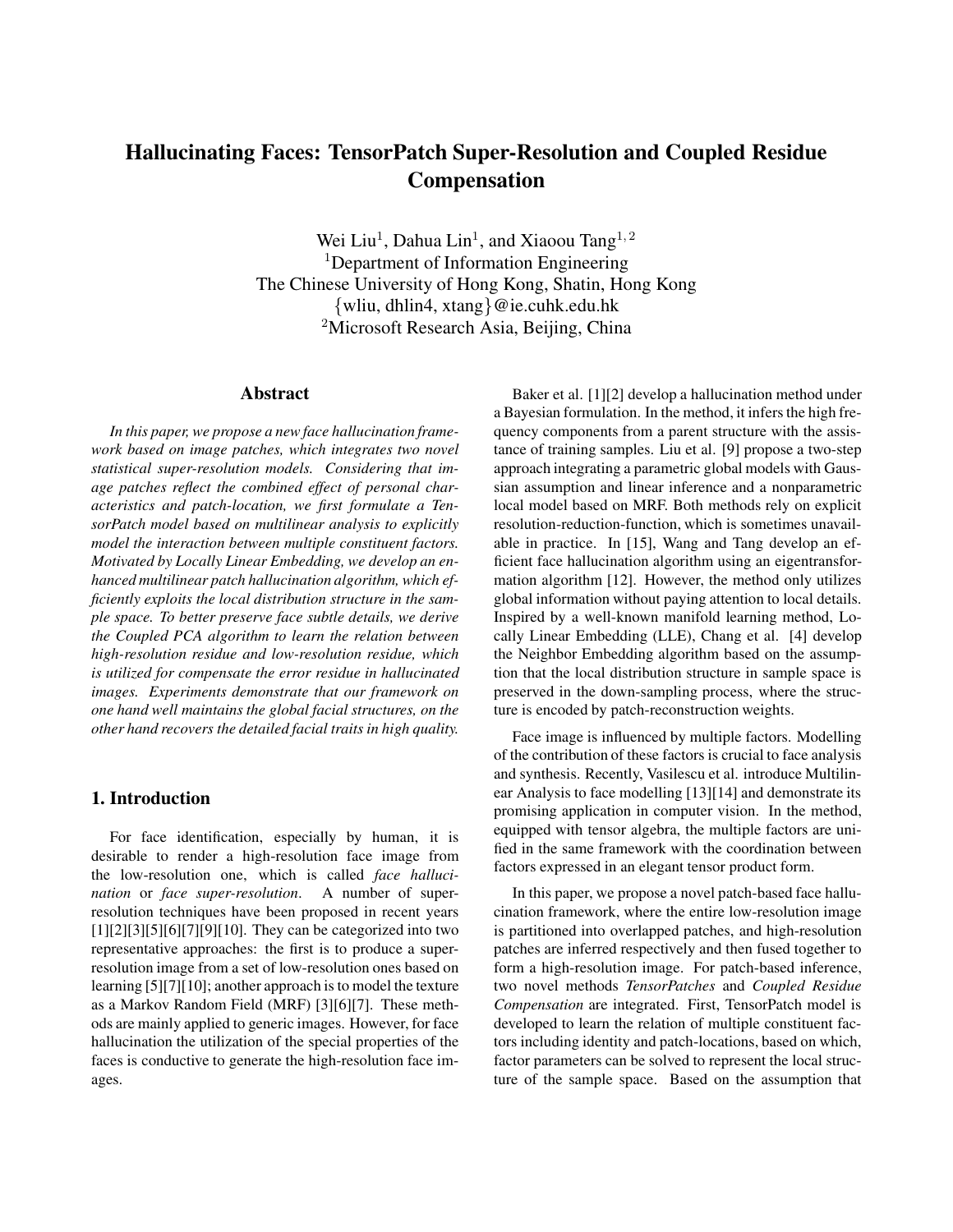# Hallucinating Faces: TensorPatch Super-Resolution and Coupled Residue Compensation

Wei Liu[1], Dahua Lin[1], and Xiaoou Tang[1, 2]
[1]Department of Information Engineering
The Chinese University of Hong Kong, Shatin, Hong Kong
{wliu, dhlin4, xtang}@ie.cuhk.edu.hk
[2]Microsoft Research Asia, Beijing, China

## Abstract

*In this paper, we propose a new face hallucination framework based on image patches, which integrates two novel statistical super-resolution models. Considering that image patches reflect the combined effect of personal characteristics and patch-location, we first formulate a TensorPatch model based on multilinear analysis to explicitly model the interaction between multiple constituent factors. Motivated by Locally Linear Embedding, we develop an enhanced multilinear patch hallucination algorithm, which efficiently exploits the local distribution structure in the sample space. To better preserve face subtle details, we derive the Coupled PCA algorithm to learn the relation between high-resolution residue and low-resolution residue, which is utilized for compensate the error residue in hallucinated images. Experiments demonstrate that our framework on one hand well maintains the global facial structures, on the other hand recovers the detailed facial traits in high quality.*

## 1. Introduction

For face identification, especially by human, it is desirable to render a high-resolution face image from the low-resolution one, which is called *face hallucination* or *face super-resolution*. A number of super-resolution techniques have been proposed in recent years [1][2][3][5][6][7][9][10]. They can be categorized into two representative approaches: the first is to produce a super-resolution image from a set of low-resolution ones based on learning [5][7][10]; another approach is to model the texture as a Markov Random Field (MRF) [3][6][7]. These methods are mainly applied to generic images. However, for face hallucination the utilization of the special properties of the faces is conductive to generate the high-resolution face images.

Baker et al. [1][2] develop a hallucination method under a Bayesian formulation. In the method, it infers the high frequency components from a parent structure with the assistance of training samples. Liu et al. [9] propose a two-step approach integrating a parametric global models with Gaussian assumption and linear inference and a nonparametric local model based on MRF. Both methods rely on explicit resolution-reduction-function, which is sometimes unavailable in practice. In [15], Wang and Tang develop an efficient face hallucination algorithm using an eigentransformation algorithm [12]. However, the method only utilizes global information without paying attention to local details. Inspired by a well-known manifold learning method, Locally Linear Embedding (LLE), Chang et al. [4] develop the Neighbor Embedding algorithm based on the assumption that the local distribution structure in sample space is preserved in the down-sampling process, where the structure is encoded by patch-reconstruction weights.

Face image is influenced by multiple factors. Modelling of the contribution of these factors is crucial to face analysis and synthesis. Recently, Vasilescu et al. introduce Multilinear Analysis to face modelling [13][14] and demonstrate its promising application in computer vision. In the method, equipped with tensor algebra, the multiple factors are unified in the same framework with the coordination between factors expressed in an elegant tensor product form.

In this paper, we propose a novel patch-based face hallucination framework, where the entire low-resolution image is partitioned into overlapped patches, and high-resolution patches are inferred respectively and then fused together to form a high-resolution image. For patch-based inference, two novel methods *TensorPatches* and *Coupled Residue Compensation* are integrated. First, TensorPatch model is developed to learn the relation of multiple constituent factors including identity and patch-locations, based on which, factor parameters can be solved to represent the local structure of the sample space. Based on the assumption that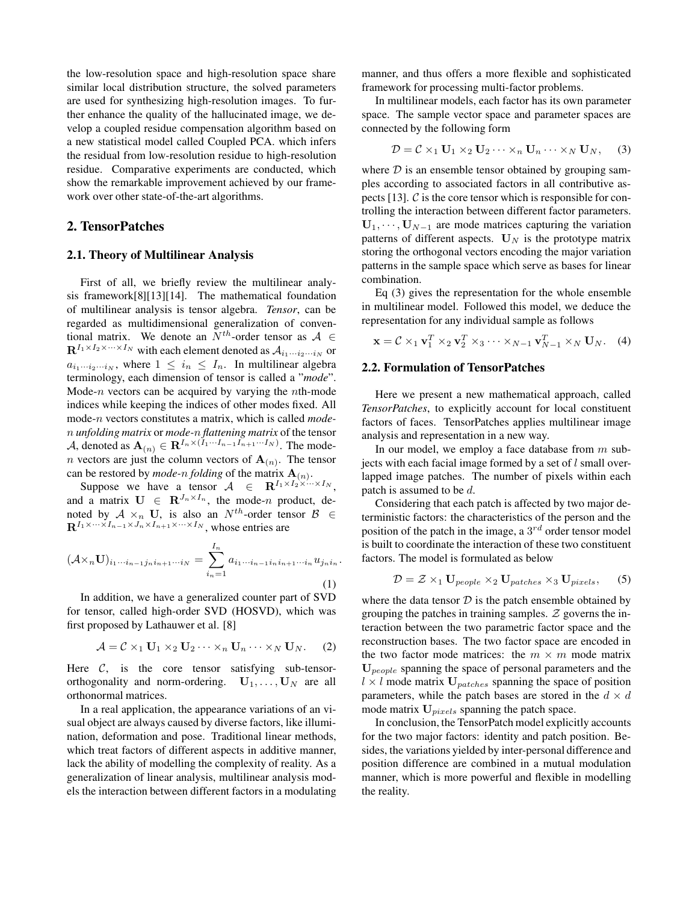the low-resolution space and high-resolution space share similar local distribution structure, the solved parameters are used for synthesizing high-resolution images. To further enhance the quality of the hallucinated image, we develop a coupled residue compensation algorithm based on a new statistical model called Coupled PCA. which infers the residual from low-resolution residue to high-resolution residue. Comparative experiments are conducted, which show the remarkable improvement achieved by our framework over other state-of-the-art algorithms.

## 2. TensorPatches

### 2.1. Theory of Multilinear Analysis

First of all, we briefly review the multilinear analysis framework[8][13][14]. The mathematical foundation of multilinear analysis is tensor algebra. ***Tensor***, can be regarded as multidimensional generalization of conventional matrix. We denote an $N^{th}$-order tensor as $\mathcal{A} \in \mathbf{R}^{I_1 \times I_2 \times \cdots \times I_N}$ with each element denoted as $\mathcal{A}_{i_1 \cdots i_2 \cdots i_N}$ or $a_{i_1 \cdots i_2 \cdots i_N}$, where $1 \leq i_n \leq I_n$. In multilinear algebra terminology, each dimension of tensor is called a "***mode***". Mode-$n$ vectors can be acquired by varying the $n$th-mode indices while keeping the indices of other modes fixed. All mode-$n$ vectors constitutes a matrix, which is called ***mode-$n$ unfolding matrix*** or ***mode-$n$ flattening matrix*** of the tensor $\mathcal{A}$, denoted as $\mathbf{A}_{(n)} \in \mathbf{R}^{I_n \times (I_1 \cdots I_{n-1} I_{n+1} \cdots I_N)}$. The mode-$n$ vectors are just the column vectors of $\mathbf{A}_{(n)}$. The tensor can be restored by ***mode-$n$ folding*** of the matrix $\mathbf{A}_{(n)}$.

Suppose we have a tensor $\mathcal{A} \in \mathbf{R}^{I_1 \times I_2 \times \cdots \times I_N}$, and a matrix $\mathbf{U} \in \mathbf{R}^{J_n \times I_n}$, the mode-$n$ product, denoted by $\mathcal{A} \times_n \mathbf{U}$, is also an $N^{th}$-order tensor $\mathcal{B} \in \mathbf{R}^{I_1 \times \cdots \times I_{n-1} \times J_n \times I_{n+1} \times \cdots \times I_N}$, whose entries are

$$(\mathcal{A} \times_n \mathbf{U})_{i_1 \cdots i_{n-1} j_n i_{n+1} \cdots i_N} = \sum_{i_n=1}^{I_n} a_{i_1 \cdots i_{n-1} i_n i_{n+1} \cdots i_n} u_{j_n i_n}. \tag{1}$$

In addition, we have a generalized counter part of SVD for tensor, called high-order SVD (HOSVD), which was first proposed by Lathauwer et al. [8]

$$\mathcal{A} = \mathcal{C} \times_1 \mathbf{U}_1 \times_2 \mathbf{U}_2 \cdots \times_n \mathbf{U}_n \cdots \times_N \mathbf{U}_N. \tag{2}$$

Here $\mathcal{C}$, is the core tensor satisfying sub-tensor-orthogonality and norm-ordering. $\mathbf{U}_1, \ldots, \mathbf{U}_N$ are all orthonormal matrices.

In a real application, the appearance variations of an visual object are always caused by diverse factors, like illumination, deformation and pose. Traditional linear methods, which treat factors of different aspects in additive manner, lack the ability of modelling the complexity of reality. As a generalization of linear analysis, multilinear analysis models the interaction between different factors in a modulating manner, and thus offers a more flexible and sophisticated framework for processing multi-factor problems.

In multilinear models, each factor has its own parameter space. The sample vector space and parameter spaces are connected by the following form

$$\mathcal{D} = \mathcal{C} \times_1 \mathbf{U}_1 \times_2 \mathbf{U}_2 \cdots \times_n \mathbf{U}_n \cdots \times_N \mathbf{U}_N, \tag{3}$$

where $\mathcal{D}$ is an ensemble tensor obtained by grouping samples according to associated factors in all contributive aspects [13]. $\mathcal{C}$ is the core tensor which is responsible for controlling the interaction between different factor parameters. $\mathbf{U}_1, \cdots, \mathbf{U}_{N-1}$ are mode matrices capturing the variation patterns of different aspects. $\mathbf{U}_N$ is the prototype matrix storing the orthogonal vectors encoding the major variation patterns in the sample space which serve as bases for linear combination.

Eq (3) gives the representation for the whole ensemble in multilinear model. Followed this model, we deduce the representation for any individual sample as follows

$$\mathbf{x} = \mathcal{C} \times_1 \mathbf{v}_1^T \times_2 \mathbf{v}_2^T \times_3 \cdots \times_{N-1} \mathbf{v}_{N-1}^T \times_N \mathbf{U}_N. \tag{4}$$

### 2.2. Formulation of TensorPatches

Here we present a new mathematical approach, called *TensorPatches*, to explicitly account for local constituent factors of faces. TensorPatches applies multilinear image analysis and representation in a new way.

In our model, we employ a face database from $m$ subjects with each facial image formed by a set of $l$ small overlapped image patches. The number of pixels within each patch is assumed to be $d$.

Considering that each patch is affected by two major deterministic factors: the characteristics of the person and the position of the patch in the image, a $3^{rd}$ order tensor model is built to coordinate the interaction of these two constituent factors. The model is formulated as below

$$\mathcal{D} = \mathcal{Z} \times_1 \mathbf{U}_{people} \times_2 \mathbf{U}_{patches} \times_3 \mathbf{U}_{pixels}, \tag{5}$$

where the data tensor $\mathcal{D}$ is the patch ensemble obtained by grouping the patches in training samples. $\mathcal{Z}$ governs the interaction between the two parametric factor space and the reconstruction bases. The two factor space are encoded in the two factor mode matrices: the $m \times m$ mode matrix $\mathbf{U}_{people}$ spanning the space of personal parameters and the $l \times l$ mode matrix $\mathbf{U}_{patches}$ spanning the space of position parameters, while the patch bases are stored in the $d \times d$ mode matrix $\mathbf{U}_{pixels}$ spanning the patch space.

In conclusion, the TensorPatch model explicitly accounts for the two major factors: identity and patch position. Besides, the variations yielded by inter-personal difference and position difference are combined in a mutual modulation manner, which is more powerful and flexible in modelling the reality.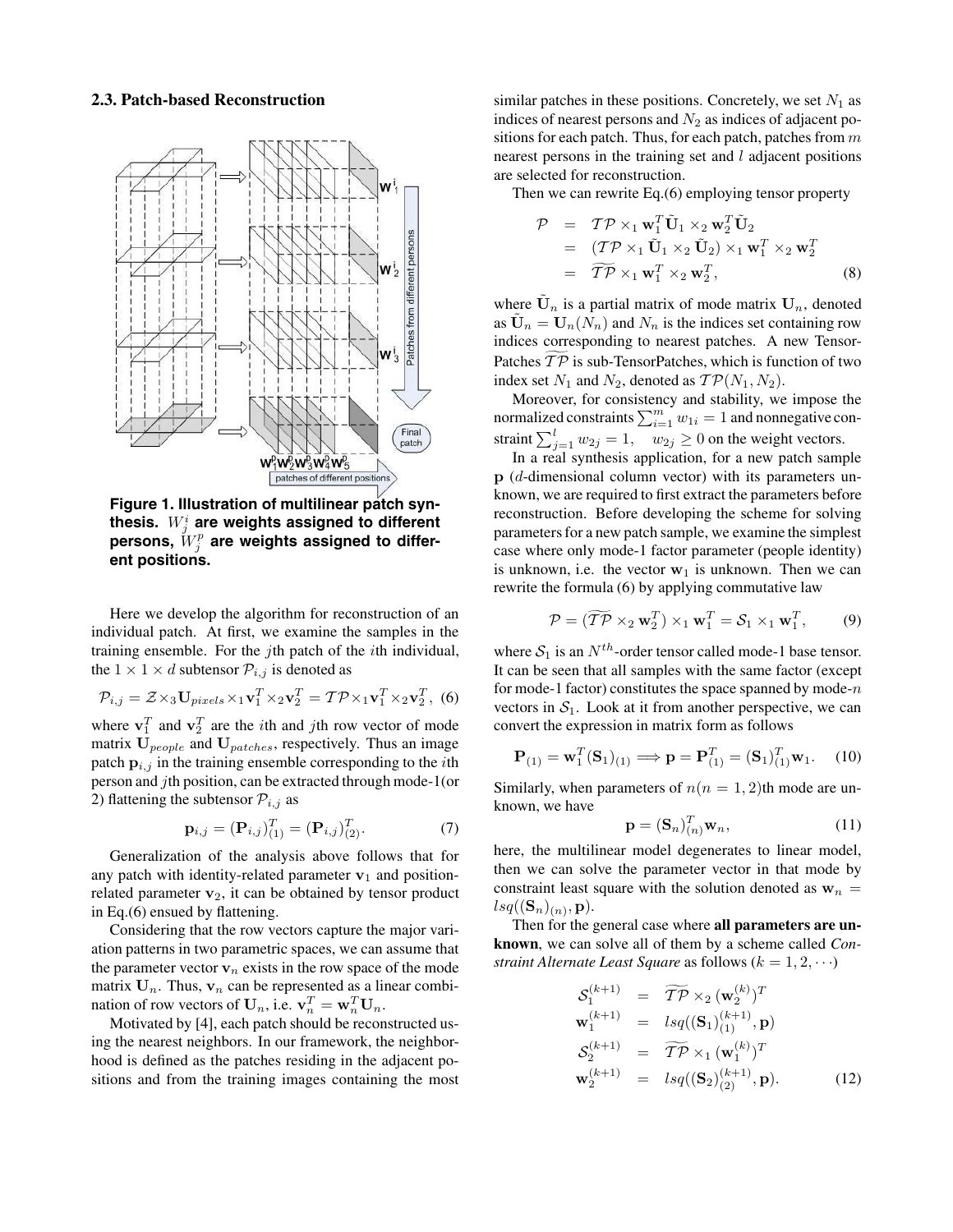### 2.3. Patch-based Reconstruction

**Figure 1. Illustration of multilinear patch synthesis. $W_j^i$ are weights assigned to different persons, $W_j^p$ are weights assigned to different positions.**

Here we develop the algorithm for reconstruction of an individual patch. At first, we examine the samples in the training ensemble. For the $j$th patch of the $i$th individual, the $1 \times 1 \times d$ subtensor $\mathcal{P}_{i,j}$ is denoted as

$$\mathcal{P}_{i,j} = \mathcal{Z} \times_3 \mathbf{U}_{pixels} \times_1 \mathbf{v}_1^T \times_2 \mathbf{v}_2^T = \mathcal{TP} \times_1 \mathbf{v}_1^T \times_2 \mathbf{v}_2^T, \quad (6)$$

where $\mathbf{v}_1^T$ and $\mathbf{v}_2^T$ are the $i$th and $j$th row vector of mode matrix $\mathbf{U}_{people}$ and $\mathbf{U}_{patches}$, respectively. Thus an image patch $\mathbf{p}_{i,j}$ in the training ensemble corresponding to the $i$th person and $j$th position, can be extracted through mode-1(or 2) flattening the subtensor $\mathcal{P}_{i,j}$ as

$$\mathbf{p}_{i,j} = (\mathbf{P}_{i,j})_{(1)}^T = (\mathbf{P}_{i,j})_{(2)}^T. \quad (7)$$

Generalization of the analysis above follows that for any patch with identity-related parameter $\mathbf{v}_1$ and position-related parameter $\mathbf{v}_2$, it can be obtained by tensor product in Eq.(6) ensued by flattening.

Considering that the row vectors capture the major variation patterns in two parametric spaces, we can assume that the parameter vector $\mathbf{v}_n$ exists in the row space of the mode matrix $\mathbf{U}_n$. Thus, $\mathbf{v}_n$ can be represented as a linear combination of row vectors of $\mathbf{U}_n$, i.e. $\mathbf{v}_n^T = \mathbf{w}_n^T \mathbf{U}_n$.

Motivated by [4], each patch should be reconstructed using the nearest neighbors. In our framework, the neighborhood is defined as the patches residing in the adjacent positions and from the training images containing the most similar patches in these positions. Concretely, we set $N_1$ as indices of nearest persons and $N_2$ as indices of adjacent positions for each patch. Thus, for each patch, patches from $m$ nearest persons in the training set and $l$ adjacent positions are selected for reconstruction.

Then we can rewrite Eq.(6) employing tensor property

$$\begin{aligned} \mathcal{P} &= \mathcal{TP} \times_1 \mathbf{w}_1^T \tilde{\mathbf{U}}_1 \times_2 \mathbf{w}_2^T \tilde{\mathbf{U}}_2 \\ &= (\mathcal{TP} \times_1 \tilde{\mathbf{U}}_1 \times_2 \tilde{\mathbf{U}}_2) \times_1 \mathbf{w}_1^T \times_2 \mathbf{w}_2^T \\ &= \widetilde{\mathcal{TP}} \times_1 \mathbf{w}_1^T \times_2 \mathbf{w}_2^T, \end{aligned} \quad (8)$$

where $\tilde{\mathbf{U}}_n$ is a partial matrix of mode matrix $\mathbf{U}_n$, denoted as $\tilde{\mathbf{U}}_n = \mathbf{U}_n(N_n)$ and $N_n$ is the indices set containing row indices corresponding to nearest patches. A new TensorPatches $\widetilde{\mathcal{TP}}$ is sub-TensorPatches, which is function of two index set $N_1$ and $N_2$, denoted as $\mathcal{TP}(N_1, N_2)$.

Moreover, for consistency and stability, we impose the normalized constraints $\sum_{i=1}^m w_{1i} = 1$ and nonnegative constraint $\sum_{j=1}^l w_{2j} = 1, \quad w_{2j} \geq 0$ on the weight vectors.

In a real synthesis application, for a new patch sample $\mathbf{p}$ ($d$-dimensional column vector) with its parameters unknown, we are required to first extract the parameters before reconstruction. Before developing the scheme for solving parameters for a new patch sample, we examine the simplest case where only mode-1 factor parameter (people identity) is unknown, i.e. the vector $\mathbf{w}_1$ is unknown. Then we can rewrite the formula (6) by applying commutative law

$$\mathcal{P} = (\widetilde{\mathcal{TP}} \times_2 \mathbf{w}_2^T) \times_1 \mathbf{w}_1^T = \mathcal{S}_1 \times_1 \mathbf{w}_1^T, \quad (9)$$

where $\mathcal{S}_1$ is an $N^{th}$-order tensor called mode-1 base tensor. It can be seen that all samples with the same factor (except for mode-1 factor) constitutes the space spanned by mode-$n$ vectors in $\mathcal{S}_1$. Look at it from another perspective, we can convert the expression in matrix form as follows

$$\mathbf{P}_{(1)} = \mathbf{w}_1^T (\mathbf{S}_1)_{(1)} \Longrightarrow \mathbf{p} = \mathbf{P}_{(1)}^T = (\mathbf{S}_1)_{(1)}^T \mathbf{w}_1. \quad (10)$$

Similarly, when parameters of $n (n = 1, 2)$th mode are unknown, we have

$$\mathbf{p} = (\mathbf{S}_n)_{(n)}^T \mathbf{w}_n, \quad (11)$$

here, the multilinear model degenerates to linear model, then we can solve the parameter vector in that mode by constraint least square with the solution denoted as $\mathbf{w}_n = lsq((\mathbf{S}_n)_{(n)}, \mathbf{p})$.

Then for the general case where **all parameters are unknown**, we can solve all of them by a scheme called *Constraint Alternate Least Square* as follows ($k = 1, 2, \cdots$)

$$\begin{aligned} \mathcal{S}_1^{(k+1)} &= \widetilde{\mathcal{TP}} \times_2 (\mathbf{w}_2^{(k)})^T \\ \mathbf{w}_1^{(k+1)} &= lsq((\mathbf{S}_1)_{(1)}^{(k+1)}, \mathbf{p}) \\ \mathcal{S}_2^{(k+1)} &= \widetilde{\mathcal{TP}} \times_1 (\mathbf{w}_1^{(k)})^T \\ \mathbf{w}_2^{(k+1)} &= lsq((\mathbf{S}_2)_{(2)}^{(k+1)}, \mathbf{p}). \end{aligned} \quad (12)$$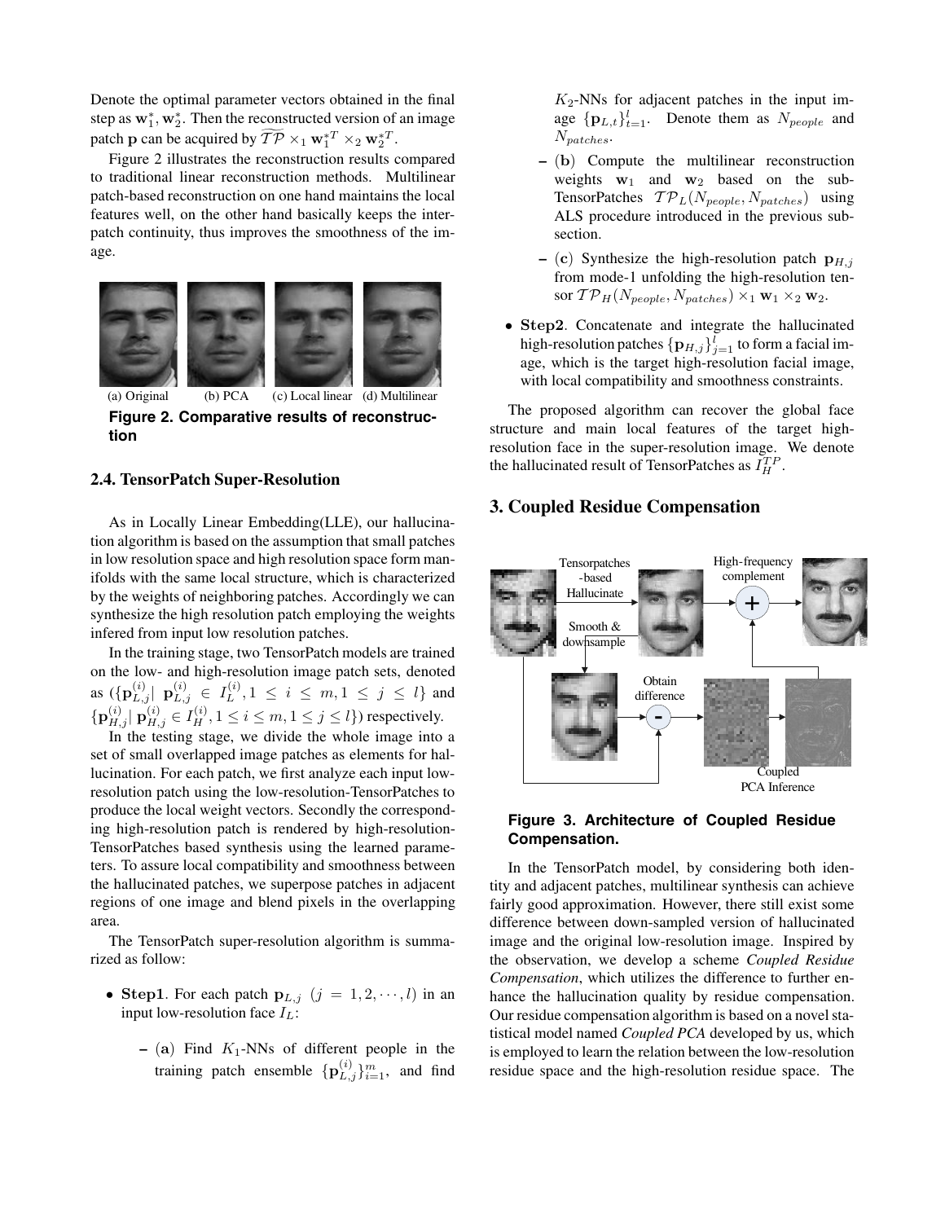Denote the optimal parameter vectors obtained in the final step as $\mathbf{w}_1^*, \mathbf{w}_2^*$. Then the reconstructed version of an image patch $\mathbf{p}$ can be acquired by $\widetilde{\mathcal{TP}} \times_1 \mathbf{w}_1^{*T} \times_2 \mathbf{w}_2^{*T}$.

Figure 2 illustrates the reconstruction results compared to traditional linear reconstruction methods. Multilinear patch-based reconstruction on one hand maintains the local features well, on the other hand basically keeps the inter-patch continuity, thus improves the smoothness of the image.

(a) Original (b) PCA (c) Local linear (d) Multilinear

**Figure 2. Comparative results of reconstruction**

### 2.4. TensorPatch Super-Resolution

As in Locally Linear Embedding(LLE), our hallucination algorithm is based on the assumption that small patches in low resolution space and high resolution space form manifolds with the same local structure, which is characterized by the weights of neighboring patches. Accordingly we can synthesize the high resolution patch employing the weights infered from input low resolution patches.

In the training stage, two TensorPatch models are trained on the low- and high-resolution image patch sets, denoted as $(\{\mathbf{p}_{L,j}^{(i)} | \; \mathbf{p}_{L,j}^{(i)} \in I_L^{(i)}, 1 \leq i \leq m, 1 \leq j \leq l\}$ and $\{\mathbf{p}_{H,j}^{(i)} | \; \mathbf{p}_{H,j}^{(i)} \in I_H^{(i)}, 1 \leq i \leq m, 1 \leq j \leq l\})$ respectively.

In the testing stage, we divide the whole image into a set of small overlapped image patches as elements for hallucination. For each patch, we first analyze each input low-resolution patch using the low-resolution-TensorPatches to produce the local weight vectors. Secondly the corresponding high-resolution patch is rendered by high-resolution-TensorPatches based synthesis using the learned parameters. To assure local compatibility and smoothness between the hallucinated patches, we superpose patches in adjacent regions of one image and blend pixels in the overlapping area.

The TensorPatch super-resolution algorithm is summarized as follow:

- **Step1**. For each patch $\mathbf{p}_{L,j}$ $(j = 1, 2, \cdots, l)$ in an input low-resolution face $I_L$:
  - (**a**) Find $K_1$-NNs of different people in the training patch ensemble $\{\mathbf{p}_{L,j}^{(i)}\}_{i=1}^{m}$, and find $K_2$-NNs for adjacent patches in the input image $\{\mathbf{p}_{L,t}\}_{t=1}^{l}$. Denote them as $N_{people}$ and $N_{patches}$.
  - (**b**) Compute the multilinear reconstruction weights $\mathbf{w}_1$ and $\mathbf{w}_2$ based on the sub-TensorPatches $\mathcal{TP}_L(N_{people}, N_{patches})$ using ALS procedure introduced in the previous subsection.
  - (**c**) Synthesize the high-resolution patch $\mathbf{p}_{H,j}$ from mode-1 unfolding the high-resolution tensor $\mathcal{TP}_H(N_{people}, N_{patches}) \times_1 \mathbf{w}_1 \times_2 \mathbf{w}_2$.
- **Step2**. Concatenate and integrate the hallucinated high-resolution patches $\{\mathbf{p}_{H,j}\}_{j=1}^{l}$ to form a facial image, which is the target high-resolution facial image, with local compatibility and smoothness constraints.

The proposed algorithm can recover the global face structure and main local features of the target high-resolution face in the super-resolution image. We denote the hallucinated result of TensorPatches as $I_H^{TP}$.

## 3. Coupled Residue Compensation

Tensorpatches -based Hallucinate | High-frequency complement | Smooth & downsample | Obtain difference | Coupled PCA Inference

**Figure 3. Architecture of Coupled Residue Compensation.**

In the TensorPatch model, by considering both identity and adjacent patches, multilinear synthesis can achieve fairly good approximation. However, there still exist some difference between down-sampled version of hallucinated image and the original low-resolution image. Inspired by the observation, we develop a scheme *Coupled Residue Compensation*, which utilizes the difference to further enhance the hallucination quality by residue compensation. Our residue compensation algorithm is based on a novel statistical model named *Coupled PCA* developed by us, which is employed to learn the relation between the low-resolution residue space and the high-resolution residue space. The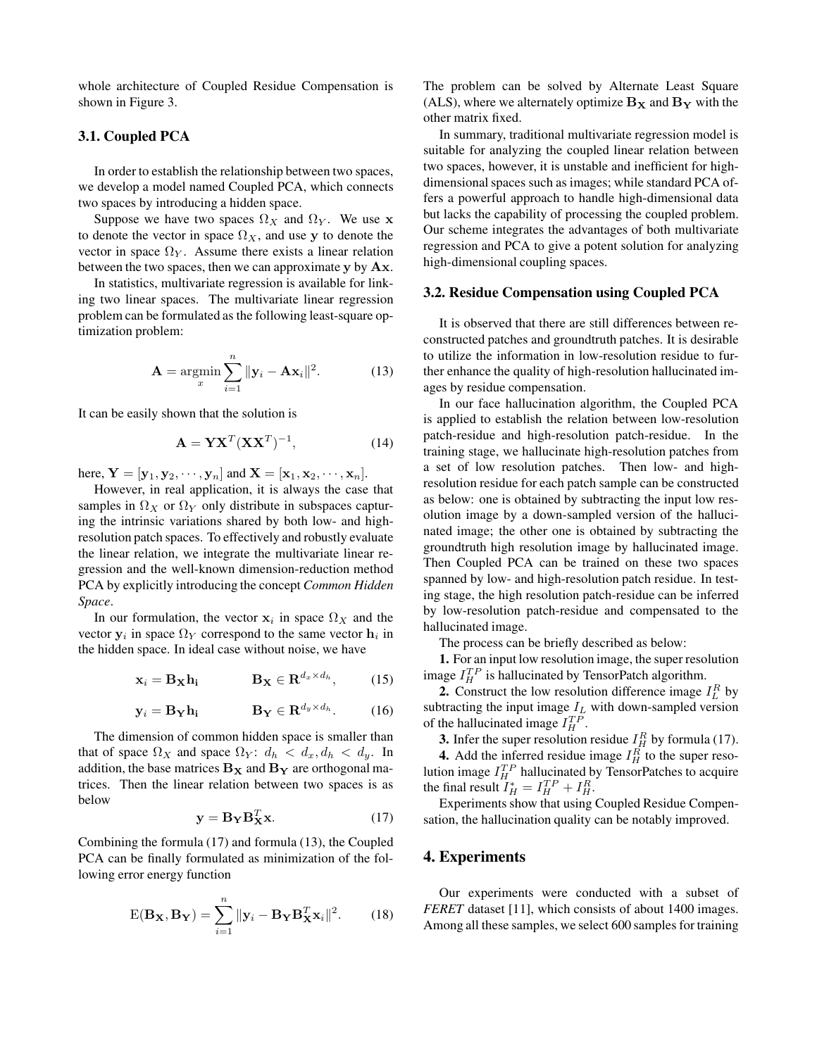whole architecture of Coupled Residue Compensation is shown in Figure 3.

### 3.1. Coupled PCA

In order to establish the relationship between two spaces, we develop a model named Coupled PCA, which connects two spaces by introducing a hidden space.

Suppose we have two spaces $\Omega_X$ and $\Omega_Y$. We use $\mathbf{x}$ to denote the vector in space $\Omega_X$, and use $\mathbf{y}$ to denote the vector in space $\Omega_Y$. Assume there exists a linear relation between the two spaces, then we can approximate $\mathbf{y}$ by $\mathbf{Ax}$.

In statistics, multivariate regression is available for linking two linear spaces. The multivariate linear regression problem can be formulated as the following least-square optimization problem:

$$\mathbf{A} = \underset{x}{\operatorname{argmin}} \sum_{i=1}^{n} \|\mathbf{y}_i - \mathbf{A}\mathbf{x}_i\|^2. \tag{13}$$

It can be easily shown that the solution is

$$\mathbf{A} = \mathbf{Y}\mathbf{X}^T(\mathbf{X}\mathbf{X}^T)^{-1}, \tag{14}$$

here, $\mathbf{Y} = [\mathbf{y}_1, \mathbf{y}_2, \cdots, \mathbf{y}_n]$ and $\mathbf{X} = [\mathbf{x}_1, \mathbf{x}_2, \cdots, \mathbf{x}_n]$.

However, in real application, it is always the case that samples in $\Omega_X$ or $\Omega_Y$ only distribute in subspaces capturing the intrinsic variations shared by both low- and high-resolution patch spaces. To effectively and robustly evaluate the linear relation, we integrate the multivariate linear regression and the well-known dimension-reduction method PCA by explicitly introducing the concept *Common Hidden Space*.

In our formulation, the vector $\mathbf{x}_i$ in space $\Omega_X$ and the vector $\mathbf{y}_i$ in space $\Omega_Y$ correspond to the same vector $\mathbf{h}_i$ in the hidden space. In ideal case without noise, we have

$$\mathbf{x}_i = \mathbf{B_X}\mathbf{h_i} \qquad \mathbf{B_X} \in \mathbf{R}^{d_x \times d_h}, \tag{15}$$

$$\mathbf{y}_i = \mathbf{B_Y}\mathbf{h_i} \qquad \mathbf{B_Y} \in \mathbf{R}^{d_y \times d_h}. \tag{16}$$

The dimension of common hidden space is smaller than that of space $\Omega_X$ and space $\Omega_Y$: $d_h < d_x, d_h < d_y$. In addition, the base matrices $\mathbf{B_X}$ and $\mathbf{B_Y}$ are orthogonal matrices. Then the linear relation between two spaces is as below

$$\mathbf{y} = \mathbf{B_Y}\mathbf{B_X^T}\mathbf{x}. \tag{17}$$

Combining the formula (17) and formula (13), the Coupled PCA can be finally formulated as minimization of the following error energy function

$$\mathrm{E}(\mathbf{B_X}, \mathbf{B_Y}) = \sum_{i=1}^{n} \|\mathbf{y}_i - \mathbf{B_Y}\mathbf{B_X^T}\mathbf{x}_i\|^2. \tag{18}$$

The problem can be solved by Alternate Least Square (ALS), where we alternately optimize $\mathbf{B_X}$ and $\mathbf{B_Y}$ with the other matrix fixed.

In summary, traditional multivariate regression model is suitable for analyzing the coupled linear relation between two spaces, however, it is unstable and inefficient for high-dimensional spaces such as images; while standard PCA offers a powerful approach to handle high-dimensional data but lacks the capability of processing the coupled problem. Our scheme integrates the advantages of both multivariate regression and PCA to give a potent solution for analyzing high-dimensional coupling spaces.

### 3.2. Residue Compensation using Coupled PCA

It is observed that there are still differences between reconstructed patches and groundtruth patches. It is desirable to utilize the information in low-resolution residue to further enhance the quality of high-resolution hallucinated images by residue compensation.

In our face hallucination algorithm, the Coupled PCA is applied to establish the relation between low-resolution patch-residue and high-resolution patch-residue. In the training stage, we hallucinate high-resolution patches from a set of low resolution patches. Then low- and high-resolution residue for each patch sample can be constructed as below: one is obtained by subtracting the input low resolution image by a down-sampled version of the hallucinated image; the other one is obtained by subtracting the groundtruth high resolution image by hallucinated image. Then Coupled PCA can be trained on these two spaces spanned by low- and high-resolution patch residue. In testing stage, the high resolution patch-residue can be inferred by low-resolution patch-residue and compensated to the hallucinated image.

The process can be briefly described as below:

**1.** For an input low resolution image, the super resolution image $I_H^{TP}$ is hallucinated by TensorPatch algorithm.

**2.** Construct the low resolution difference image $I_L^R$ by subtracting the input image $I_L$ with down-sampled version of the hallucinated image $I_H^{TP}$.

**3.** Infer the super resolution residue $I_H^R$ by formula (17).

**4.** Add the inferred residue image $I_H^R$ to the super resolution image $I_H^{TP}$ hallucinated by TensorPatches to acquire the final result $I_H^* = I_H^{TP} + I_H^R$.

Experiments show that using Coupled Residue Compensation, the hallucination quality can be notably improved.

## 4. Experiments

Our experiments were conducted with a subset of *FERET* dataset [11], which consists of about 1400 images. Among all these samples, we select 600 samples for training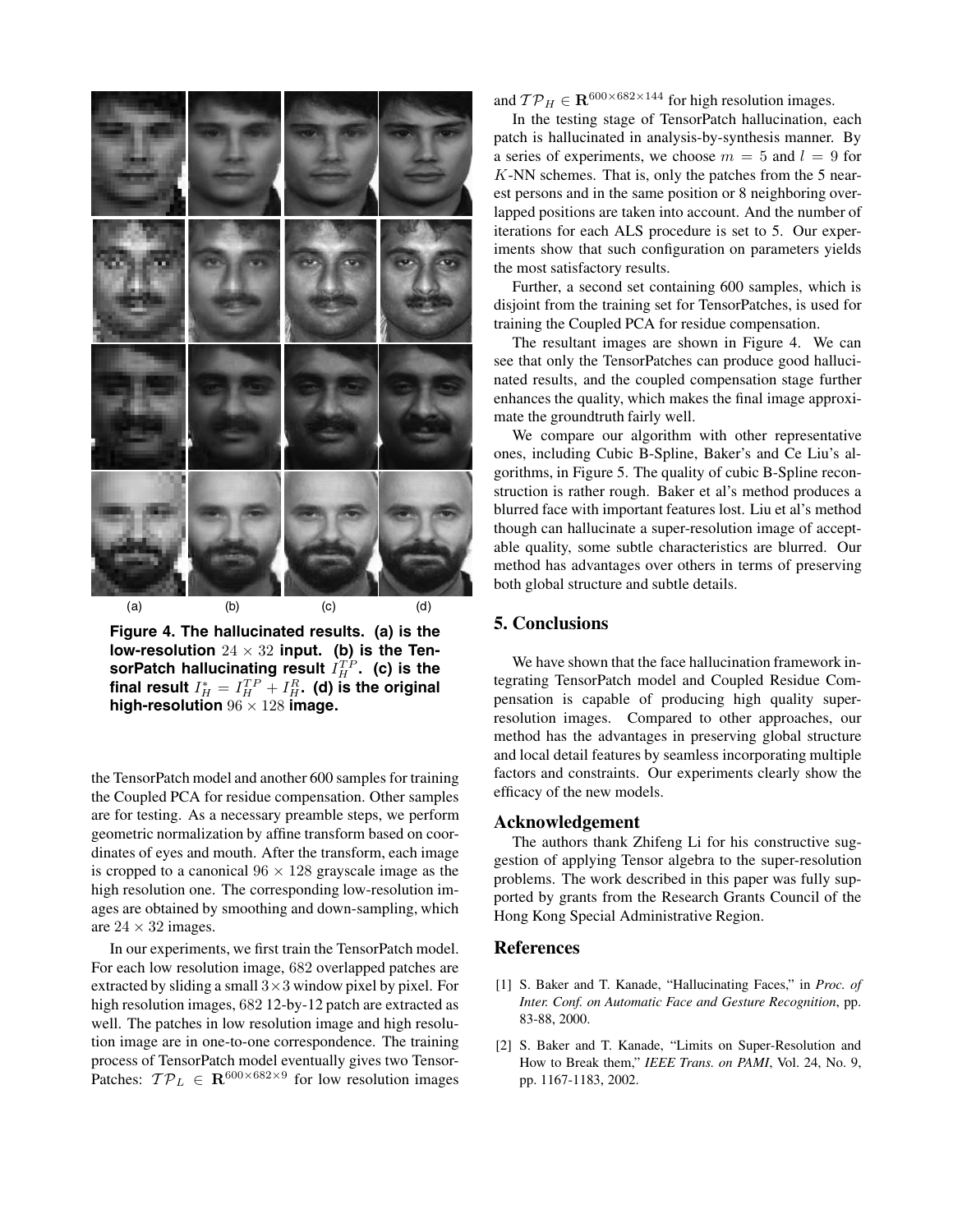(a) (b) (c) (d)

**Figure 4. The hallucinated results. (a) is the low-resolution $24 \times 32$ input. (b) is the TensorPatch hallucinating result $I_H^{TP}$. (c) is the final result $I_H^* = I_H^{TP} + I_H^R$. (d) is the original high-resolution $96 \times 128$ image.**

the TensorPatch model and another 600 samples for training the Coupled PCA for residue compensation. Other samples are for testing. As a necessary preamble steps, we perform geometric normalization by affine transform based on coordinates of eyes and mouth. After the transform, each image is cropped to a canonical $96 \times 128$ grayscale image as the high resolution one. The corresponding low-resolution images are obtained by smoothing and down-sampling, which are $24 \times 32$ images.

In our experiments, we first train the TensorPatch model. For each low resolution image, 682 overlapped patches are extracted by sliding a small $3 \times 3$ window pixel by pixel. For high resolution images, 682 12-by-12 patch are extracted as well. The patches in low resolution image and high resolution image are in one-to-one correspondence. The training process of TensorPatch model eventually gives two TensorPatches: $\mathcal{TP}_L \in \mathbf{R}^{600 \times 682 \times 9}$ for low resolution images and $\mathcal{TP}_H \in \mathbf{R}^{600 \times 682 \times 144}$ for high resolution images.

In the testing stage of TensorPatch hallucination, each patch is hallucinated in analysis-by-synthesis manner. By a series of experiments, we choose $m = 5$ and $l = 9$ for $K$-NN schemes. That is, only the patches from the 5 nearest persons and in the same position or 8 neighboring overlapped positions are taken into account. And the number of iterations for each ALS procedure is set to 5. Our experiments show that such configuration on parameters yields the most satisfactory results.

Further, a second set containing 600 samples, which is disjoint from the training set for TensorPatches, is used for training the Coupled PCA for residue compensation.

The resultant images are shown in Figure 4. We can see that only the TensorPatches can produce good hallucinated results, and the coupled compensation stage further enhances the quality, which makes the final image approximate the groundtruth fairly well.

We compare our algorithm with other representative ones, including Cubic B-Spline, Baker's and Ce Liu's algorithms, in Figure 5. The quality of cubic B-Spline reconstruction is rather rough. Baker et al's method produces a blurred face with important features lost. Liu et al's method though can hallucinate a super-resolution image of acceptable quality, some subtle characteristics are blurred. Our method has advantages over others in terms of preserving both global structure and subtle details.

## 5. Conclusions

We have shown that the face hallucination framework integrating TensorPatch model and Coupled Residue Compensation is capable of producing high quality super-resolution images. Compared to other approaches, our method has the advantages in preserving global structure and local detail features by seamless incorporating multiple factors and constraints. Our experiments clearly show the efficacy of the new models.

## Acknowledgement

The authors thank Zhifeng Li for his constructive suggestion of applying Tensor algebra to the super-resolution problems. The work described in this paper was fully supported by grants from the Research Grants Council of the Hong Kong Special Administrative Region.

## References

[1] S. Baker and T. Kanade, "Hallucinating Faces," in *Proc. of Inter. Conf. on Automatic Face and Gesture Recognition*, pp. 83-88, 2000.

[2] S. Baker and T. Kanade, "Limits on Super-Resolution and How to Break them," *IEEE Trans. on PAMI*, Vol. 24, No. 9, pp. 1167-1183, 2002.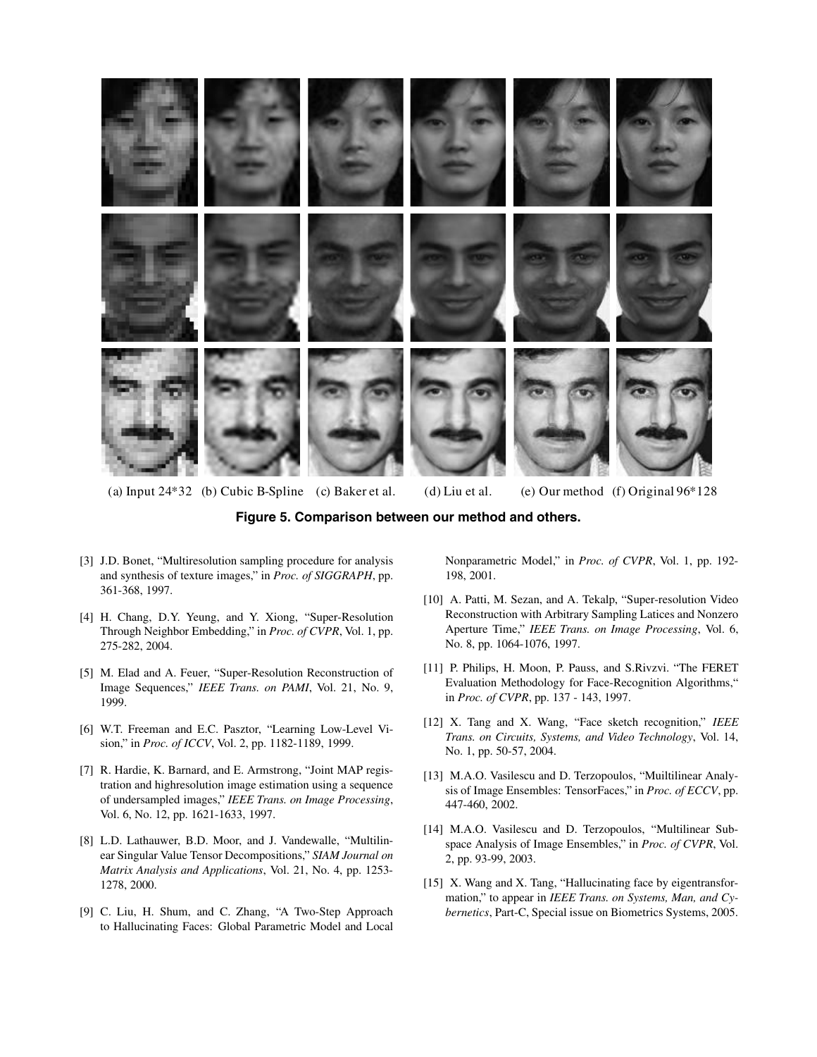(a) Input 24*32 (b) Cubic B-Spline (c) Baker et al. (d) Liu et al. (e) Our method (f) Original 96*128

**Figure 5. Comparison between our method and others.**

[3] J.D. Bonet, "Multiresolution sampling procedure for analysis and synthesis of texture images," in *Proc. of SIGGRAPH*, pp. 361-368, 1997.

[4] H. Chang, D.Y. Yeung, and Y. Xiong, "Super-Resolution Through Neighbor Embedding," in *Proc. of CVPR*, Vol. 1, pp. 275-282, 2004.

[5] M. Elad and A. Feuer, "Super-Resolution Reconstruction of Image Sequences," *IEEE Trans. on PAMI*, Vol. 21, No. 9, 1999.

[6] W.T. Freeman and E.C. Pasztor, "Learning Low-Level Vision," in *Proc. of ICCV*, Vol. 2, pp. 1182-1189, 1999.

[7] R. Hardie, K. Barnard, and E. Armstrong, "Joint MAP registration and highresolution image estimation using a sequence of undersampled images," *IEEE Trans. on Image Processing*, Vol. 6, No. 12, pp. 1621-1633, 1997.

[8] L.D. Lathauwer, B.D. Moor, and J. Vandewalle, "Multilinear Singular Value Tensor Decompositions," *SIAM Journal on Matrix Analysis and Applications*, Vol. 21, No. 4, pp. 1253-1278, 2000.

[9] C. Liu, H. Shum, and C. Zhang, "A Two-Step Approach to Hallucinating Faces: Global Parametric Model and Local Nonparametric Model," in *Proc. of CVPR*, Vol. 1, pp. 192-198, 2001.

[10] A. Patti, M. Sezan, and A. Tekalp, "Super-resolution Video Reconstruction with Arbitrary Sampling Latices and Nonzero Aperture Time," *IEEE Trans. on Image Processing*, Vol. 6, No. 8, pp. 1064-1076, 1997.

[11] P. Philips, H. Moon, P. Pauss, and S.Rivzvi. "The FERET Evaluation Methodology for Face-Recognition Algorithms," in *Proc. of CVPR*, pp. 137 - 143, 1997.

[12] X. Tang and X. Wang, "Face sketch recognition," *IEEE Trans. on Circuits, Systems, and Video Technology*, Vol. 14, No. 1, pp. 50-57, 2004.

[13] M.A.O. Vasilescu and D. Terzopoulos, "Muiltilinear Analysis of Image Ensembles: TensorFaces," in *Proc. of ECCV*, pp. 447-460, 2002.

[14] M.A.O. Vasilescu and D. Terzopoulos, "Multilinear Subspace Analysis of Image Ensembles," in *Proc. of CVPR*, Vol. 2, pp. 93-99, 2003.

[15] X. Wang and X. Tang, "Hallucinating face by eigentransformation," to appear in *IEEE Trans. on Systems, Man, and Cybernetics*, Part-C, Special issue on Biometrics Systems, 2005.